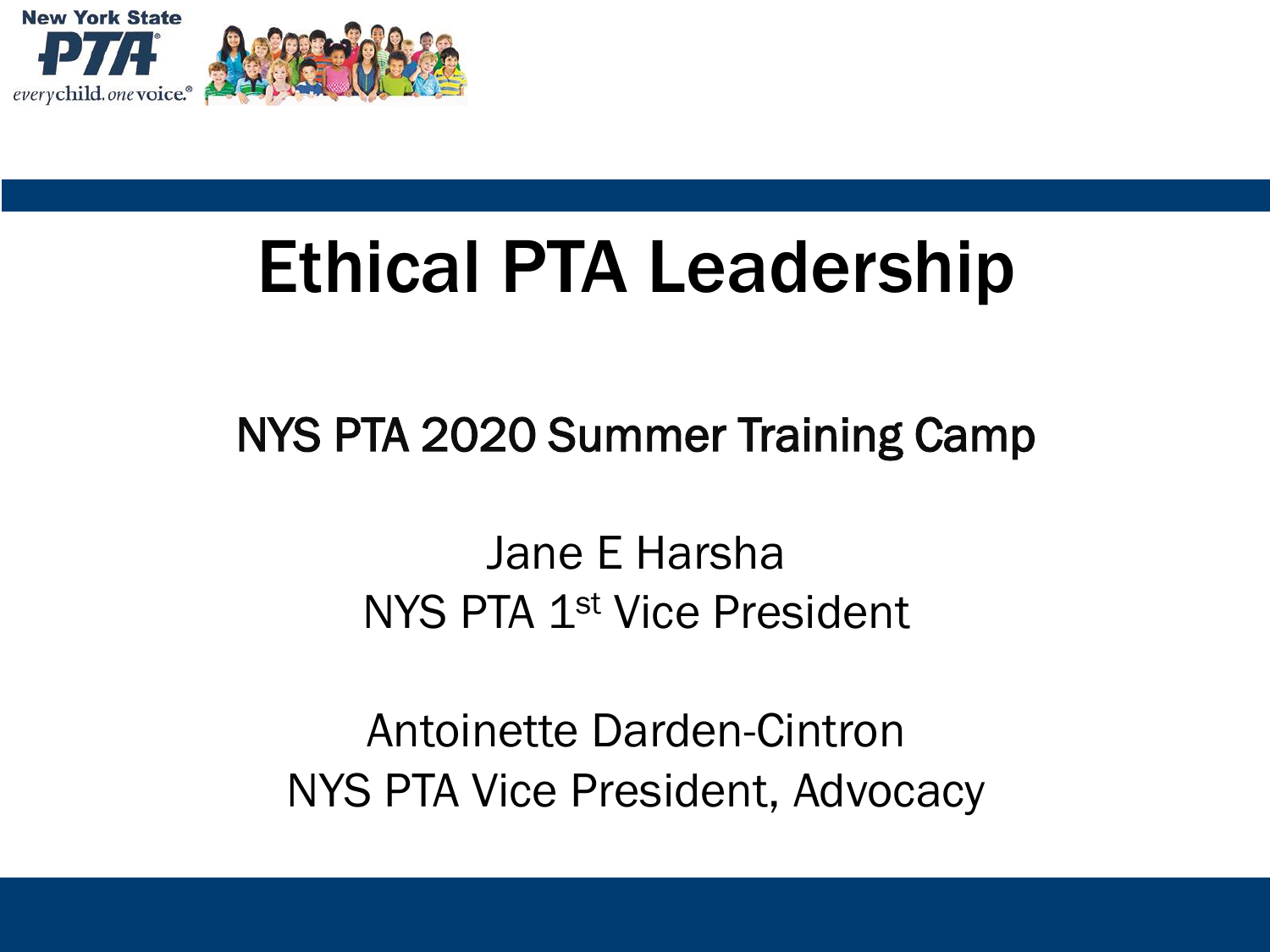New York State PTA

everychild. onevoice.

# Ethical PTA Leadership

NYS PTA 2020 Summer Training Camp

Jane E Harsha
NYS PTA 1st Vice President

Antoinette Darden-Cintron
NYS PTA Vice President, Advocacy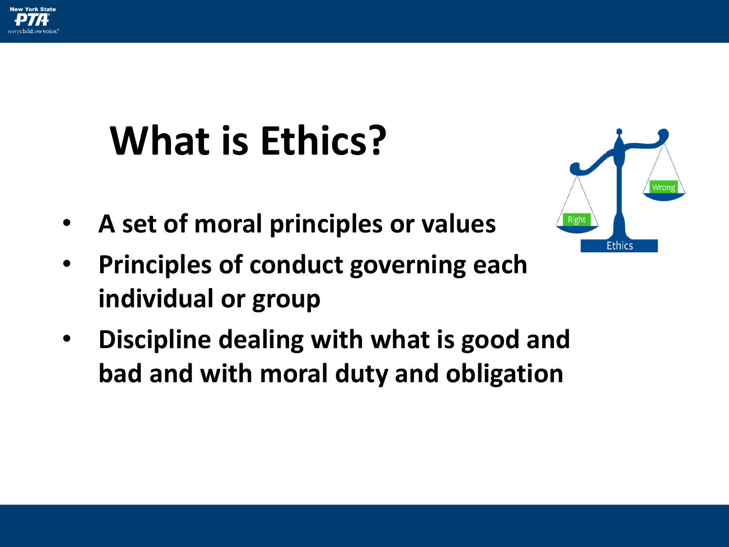# What is Ethics?

- **A set of moral principles or values**
- **Principles of conduct governing each individual or group**
- **Discipline dealing with what is good and bad and with moral duty and obligation**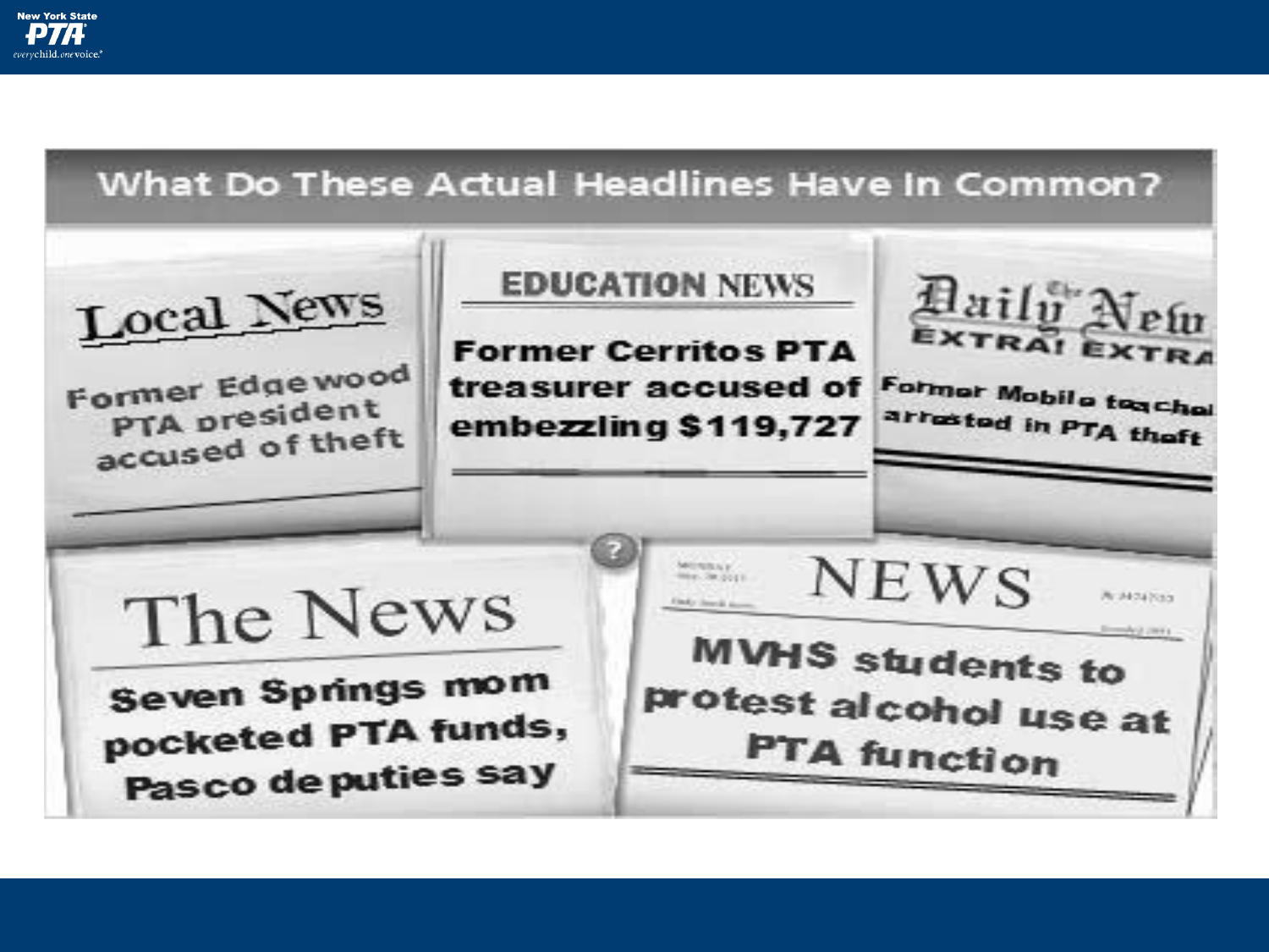# What Do These Actual Headlines Have In Common?

**Local News**
Former Edgewood PTA president accused of theft

**EDUCATION NEWS**
Former Cerritos PTA treasurer accused of embezzling $119,727

**Daily News — EXTRA! EXTRA**
Former Mobile teacher arrested in PTA theft

**The News**
Seven Springs mom pocketed PTA funds, Pasco deputies say

**NEWS**
MVHS students to protest alcohol use at PTA function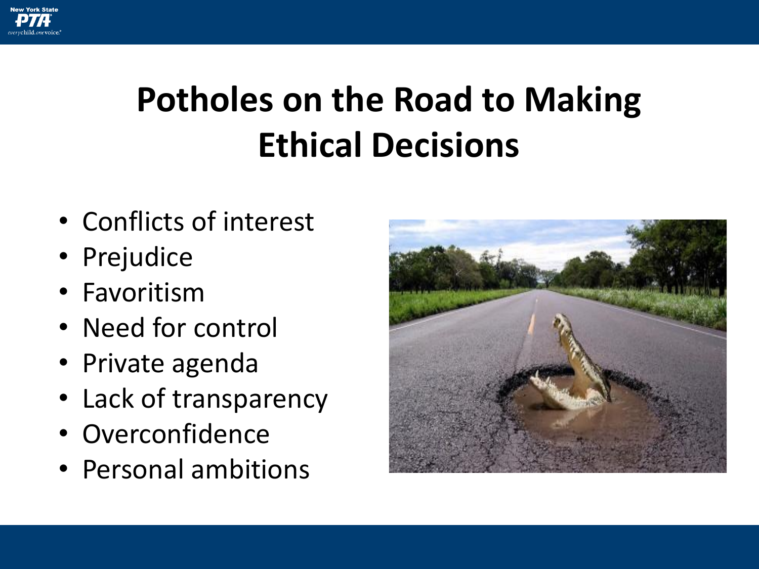# Potholes on the Road to Making Ethical Decisions

- Conflicts of interest
- Prejudice
- Favoritism
- Need for control
- Private agenda
- Lack of transparency
- Overconfidence
- Personal ambitions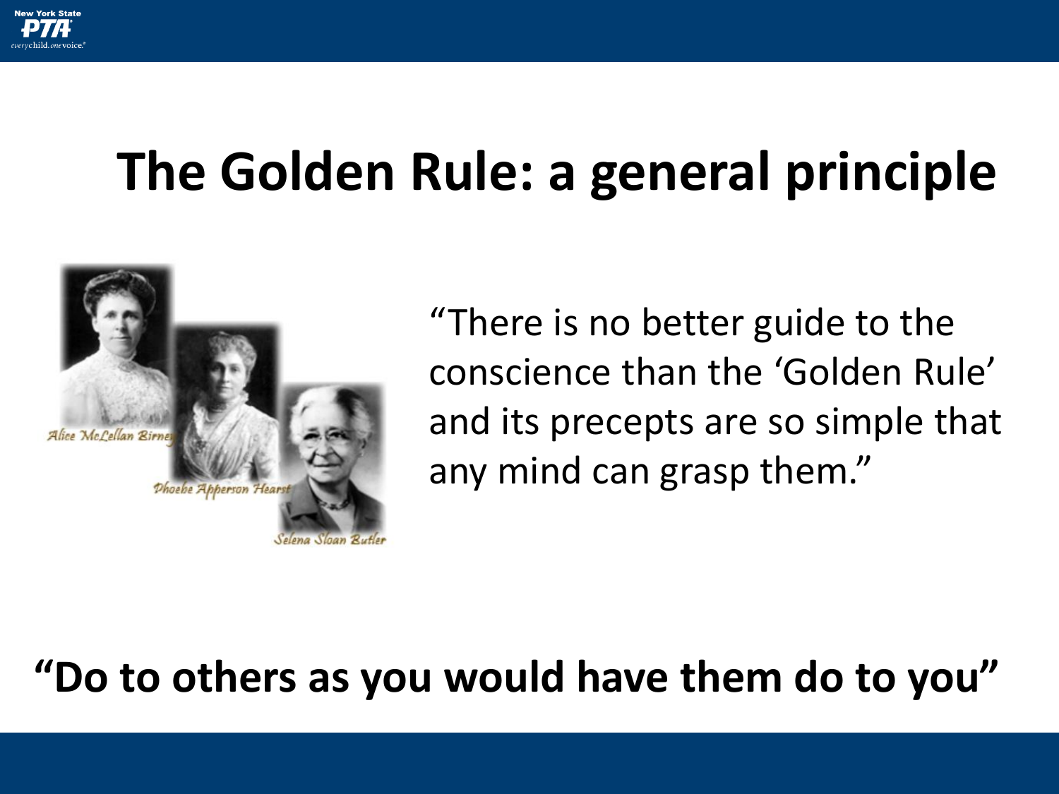# The Golden Rule: a general principle

Alice McLellan Birney

Phoebe Apperson Hearst

Selena Sloan Butler

"There is no better guide to the conscience than the 'Golden Rule' and its precepts are so simple that any mind can grasp them."

**"Do to others as you would have them do to you"**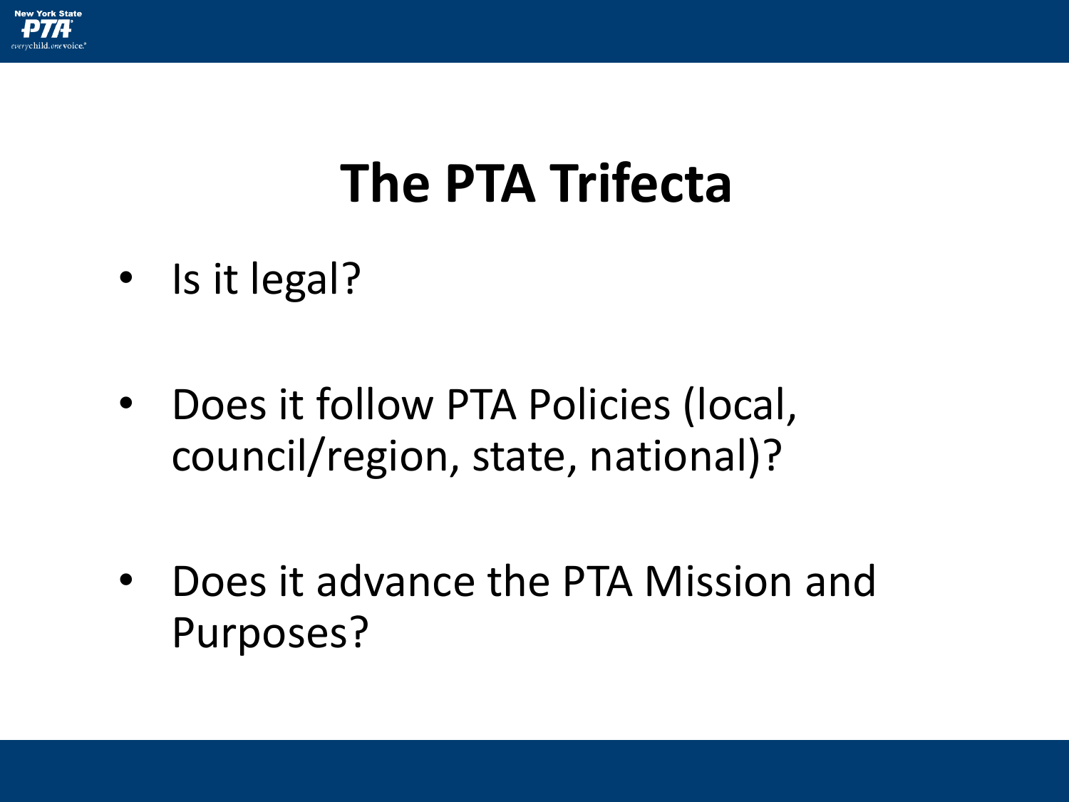# The PTA Trifecta

- Is it legal?
- Does it follow PTA Policies (local, council/region, state, national)?
- Does it advance the PTA Mission and Purposes?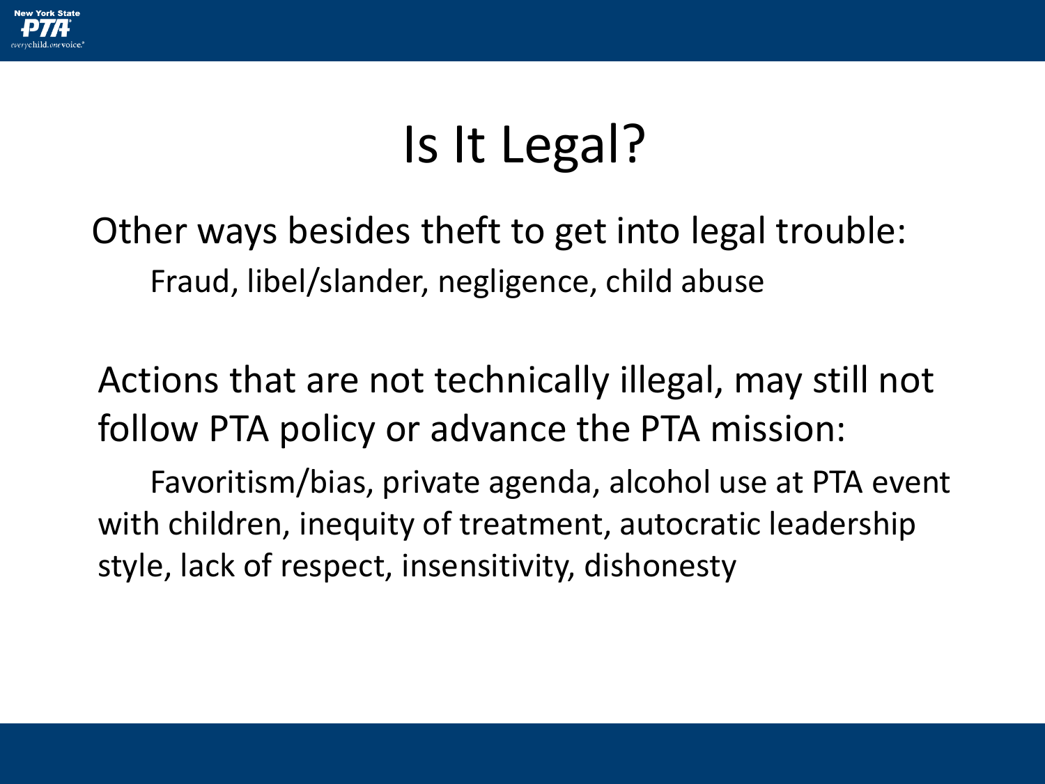# Is It Legal?

Other ways besides theft to get into legal trouble:

Fraud, libel/slander, negligence, child abuse

Actions that are not technically illegal, may still not follow PTA policy or advance the PTA mission:

Favoritism/bias, private agenda, alcohol use at PTA event with children, inequity of treatment, autocratic leadership style, lack of respect, insensitivity, dishonesty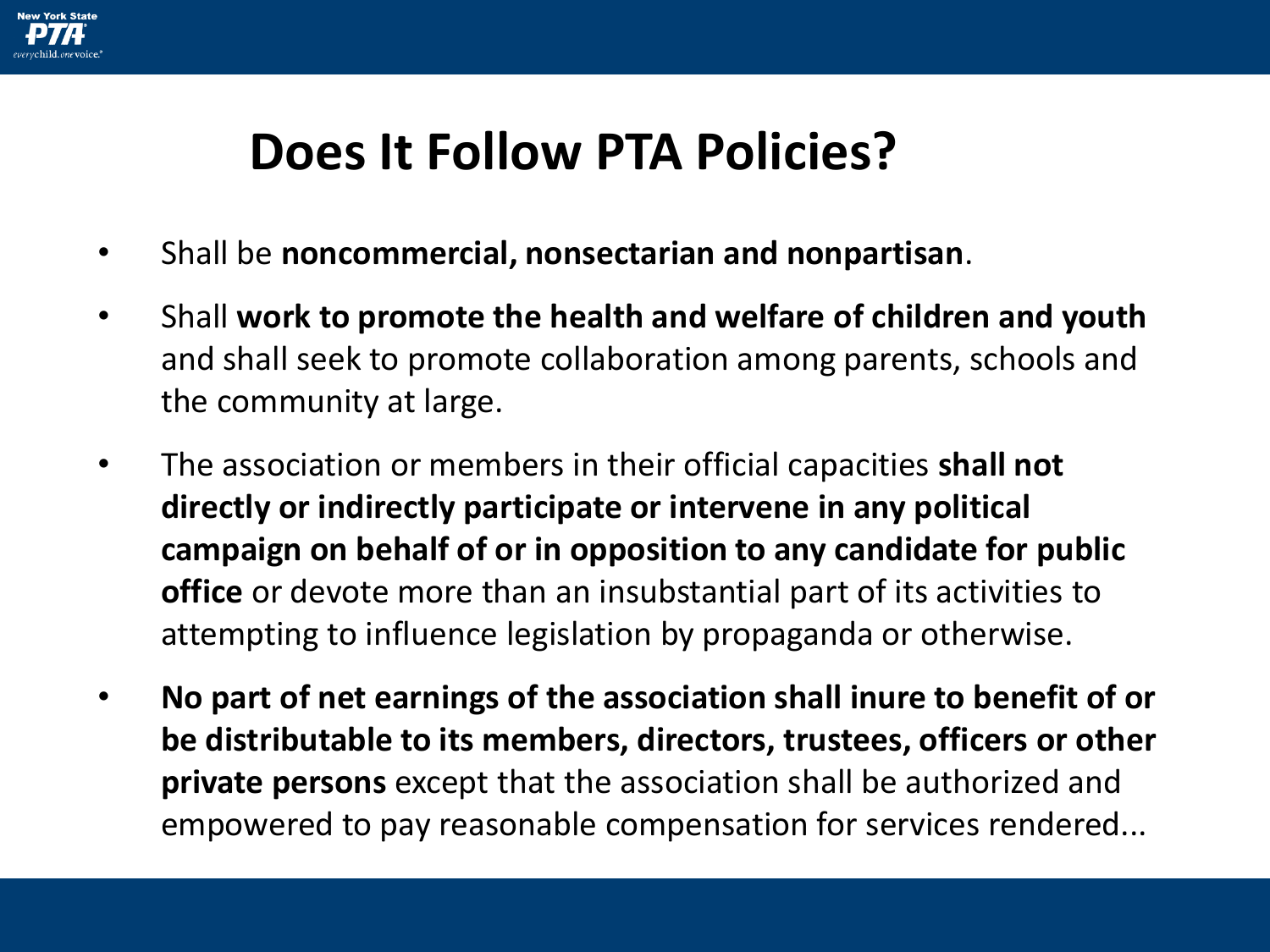# Does It Follow PTA Policies?

- Shall be **noncommercial, nonsectarian and nonpartisan**.
- Shall **work to promote the health and welfare of children and youth** and shall seek to promote collaboration among parents, schools and the community at large.
- The association or members in their official capacities **shall not directly or indirectly participate or intervene in any political campaign on behalf of or in opposition to any candidate for public office** or devote more than an insubstantial part of its activities to attempting to influence legislation by propaganda or otherwise.
- **No part of net earnings of the association shall inure to benefit of or be distributable to its members, directors, trustees, officers or other private persons** except that the association shall be authorized and empowered to pay reasonable compensation for services rendered...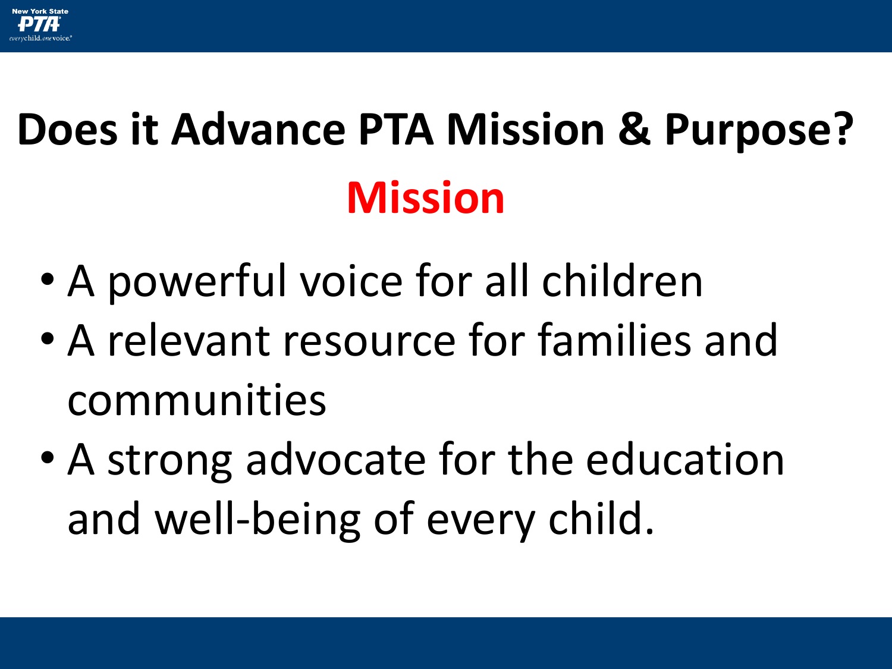# Does it Advance PTA Mission & Purpose?

## Mission

- A powerful voice for all children
- A relevant resource for families and communities
- A strong advocate for the education and well-being of every child.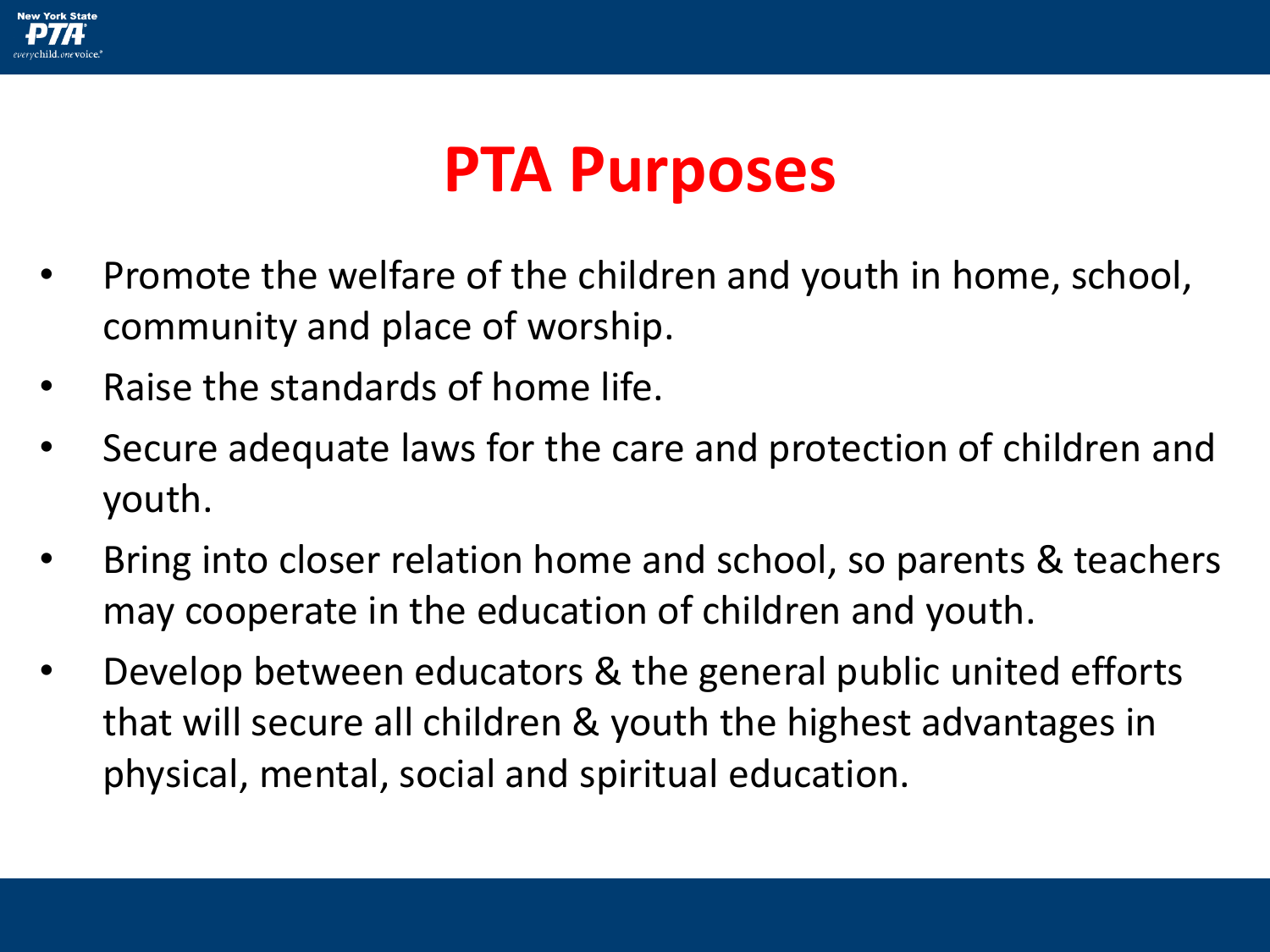# PTA Purposes

- Promote the welfare of the children and youth in home, school, community and place of worship.
- Raise the standards of home life.
- Secure adequate laws for the care and protection of children and youth.
- Bring into closer relation home and school, so parents & teachers may cooperate in the education of children and youth.
- Develop between educators & the general public united efforts that will secure all children & youth the highest advantages in physical, mental, social and spiritual education.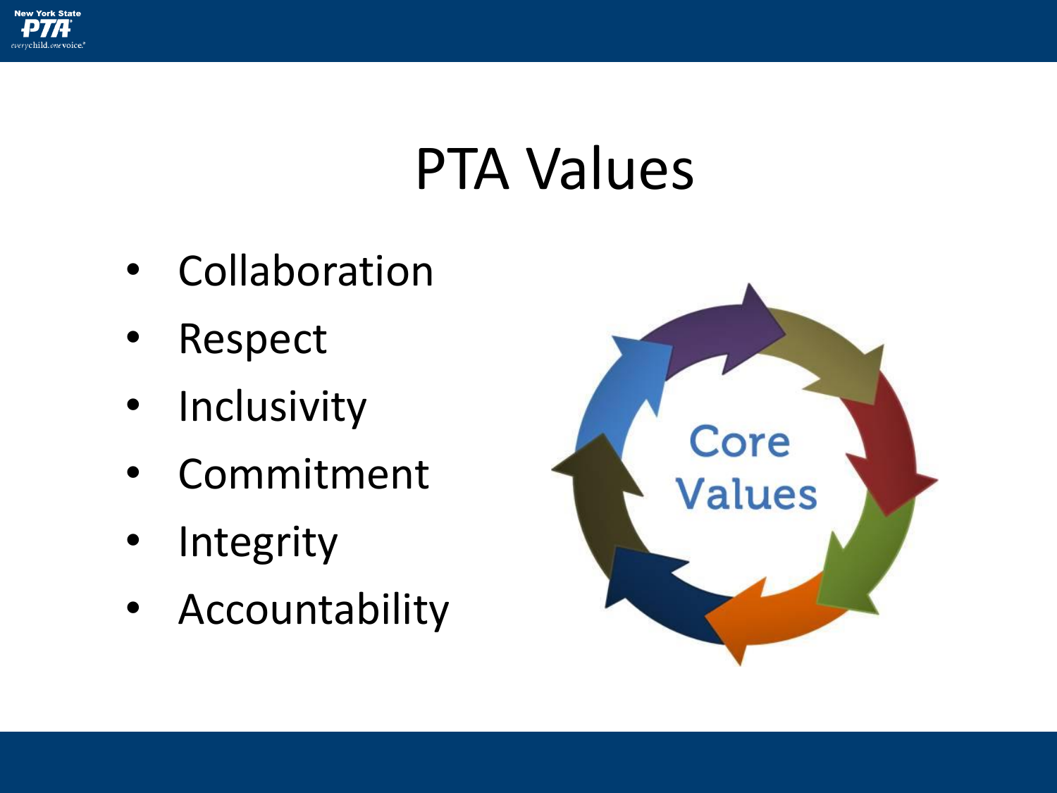# PTA Values

- Collaboration
- Respect
- Inclusivity
- Commitment
- Integrity
- Accountability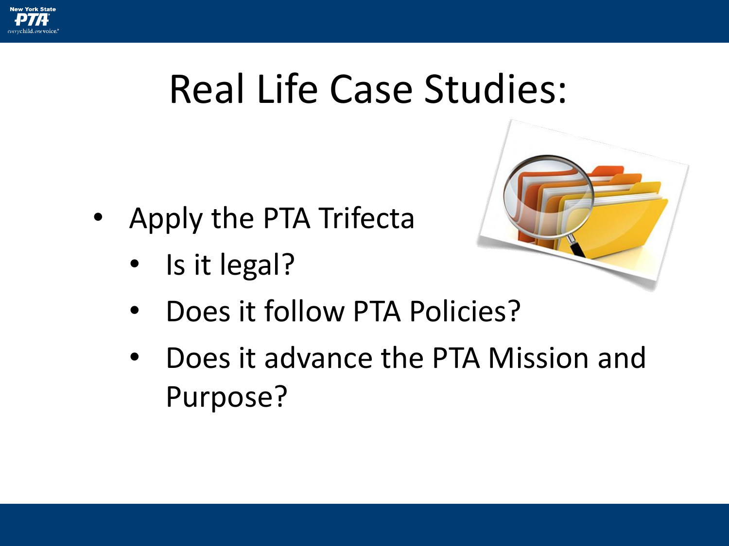# Real Life Case Studies:

- Apply the PTA Trifecta
  - Is it legal?
  - Does it follow PTA Policies?
  - Does it advance the PTA Mission and Purpose?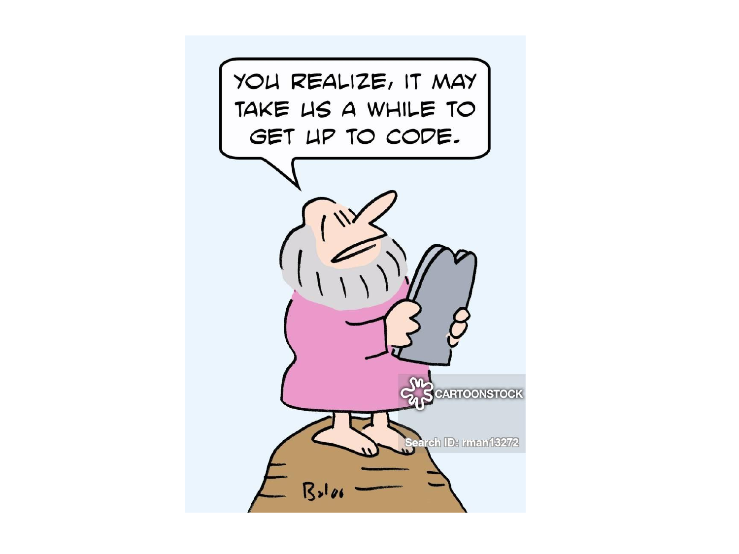YOU REALIZE, IT MAY TAKE US A WHILE TO GET UP TO CODE.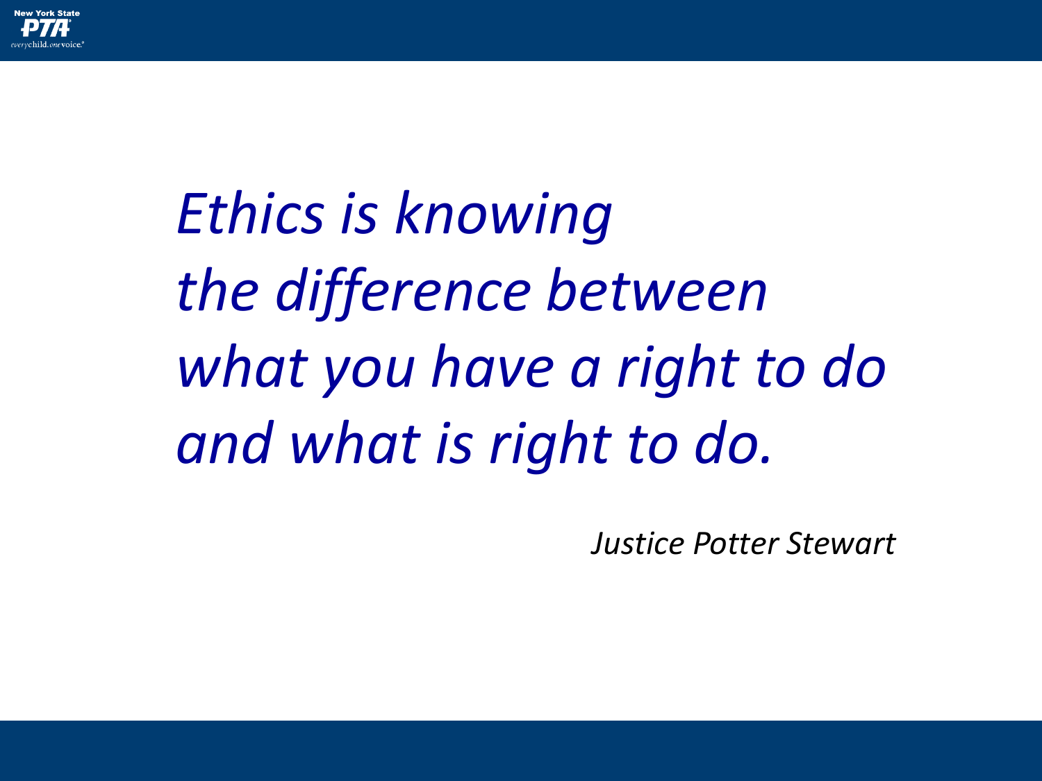*Ethics is knowing*
*the difference between*
*what you have a right to do*
*and what is right to do.*

*Justice Potter Stewart*